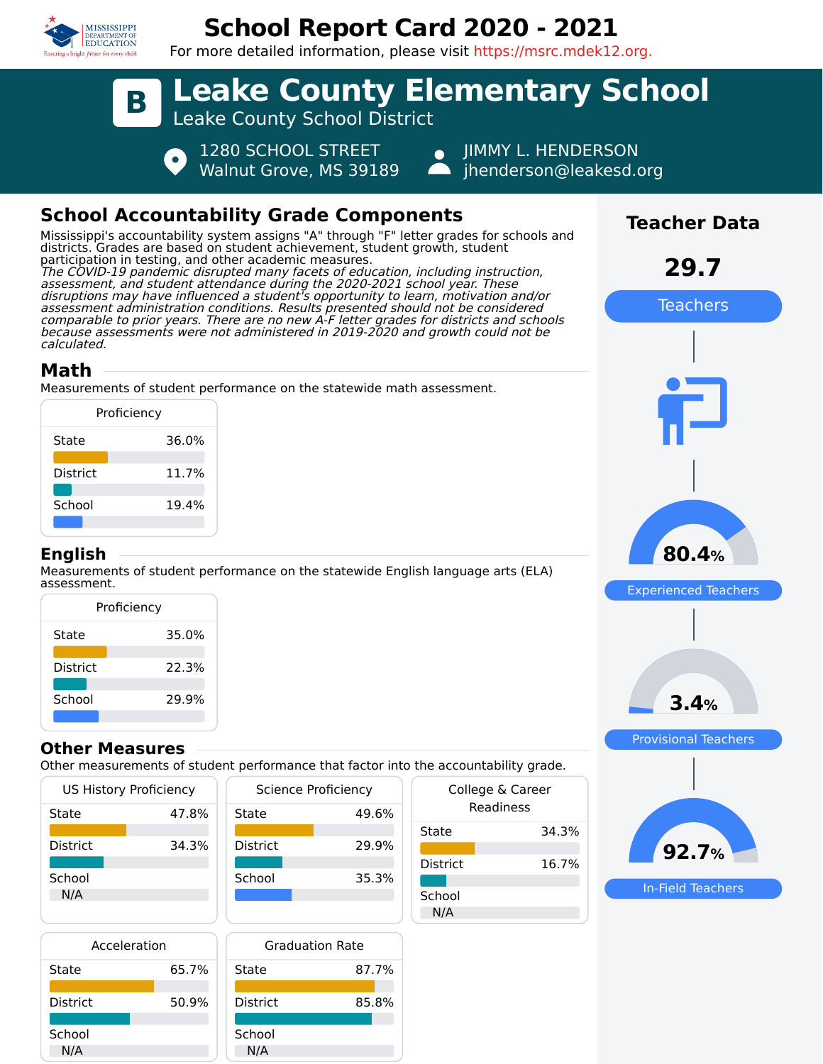# School Report Card 2020 - 2021

For more detailed information, please visit https://msrc.mdek12.org.

# B Leake County Elementary School

Leake County School District

1280 SCHOOL STREET
Walnut Grove, MS 39189

JIMMY L. HENDERSON
jhenderson@leakesd.org

## School Accountability Grade Components

Mississippi's accountability system assigns "A" through "F" letter grades for schools and districts. Grades are based on student achievement, student growth, student participation in testing, and other academic measures.
*The COVID-19 pandemic disrupted many facets of education, including instruction, assessment, and student attendance during the 2020-2021 school year. These disruptions may have influenced a student's opportunity to learn, motivation and/or assessment administration conditions. Results presented should not be considered comparable to prior years. There are no new A-F letter grades for districts and schools because assessments were not administered in 2019-2020 and growth could not be calculated.*

## Math

Measurements of student performance on the statewide math assessment.

| Proficiency | |
|---|---|
| State | 36.0% |
| District | 11.7% |
| School | 19.4% |

## English

Measurements of student performance on the statewide English language arts (ELA) assessment.

| Proficiency | |
|---|---|
| State | 35.0% |
| District | 22.3% |
| School | 29.9% |

## Other Measures

Other measurements of student performance that factor into the accountability grade.

| US History Proficiency | |
|---|---|
| State | 47.8% |
| District | 34.3% |
| School | N/A |

| Science Proficiency | |
|---|---|
| State | 49.6% |
| District | 29.9% |
| School | 35.3% |

| College & Career Readiness | |
|---|---|
| State | 34.3% |
| District | 16.7% |
| School | N/A |

| Acceleration | |
|---|---|
| State | 65.7% |
| District | 50.9% |
| School | N/A |

| Graduation Rate | |
|---|---|
| State | 87.7% |
| District | 85.8% |
| School | N/A |

## Teacher Data

**29.7** Teachers

**80.4%** Experienced Teachers

**3.4%** Provisional Teachers

**92.7%** In-Field Teachers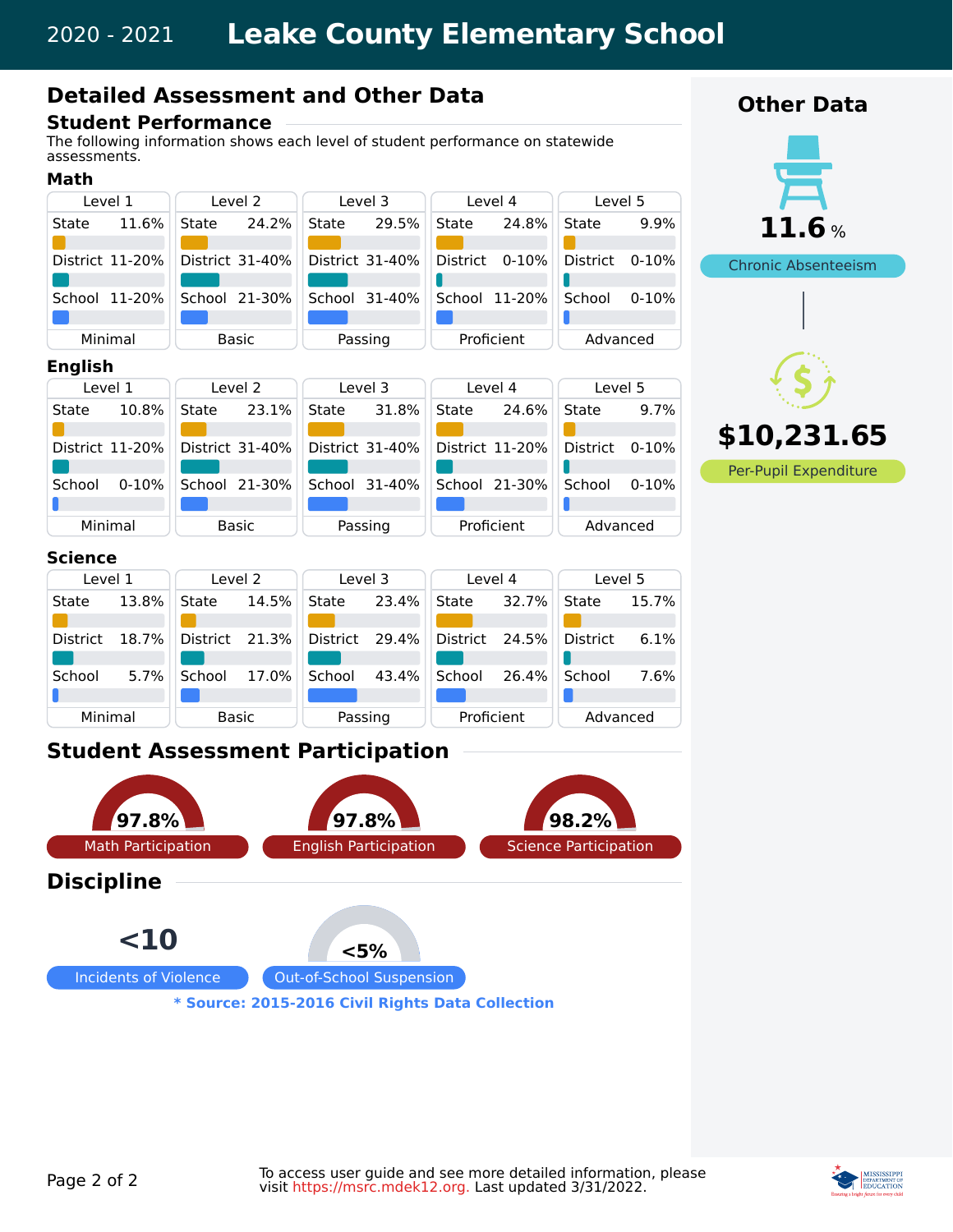# Leake County Elementary School

2020 - 2021

## Detailed Assessment and Other Data

### Student Performance

The following information shows each level of student performance on statewide assessments.

#### Math

| | Level 1 | Level 2 | Level 3 | Level 4 | Level 5 |
|---|---|---|---|---|---|
| State | 11.6% | 24.2% | 29.5% | 24.8% | 9.9% |
| District | 11-20% | 31-40% | 31-40% | 0-10% | 0-10% |
| School | 11-20% | 21-30% | 31-40% | 11-20% | 0-10% |
| | Minimal | Basic | Passing | Proficient | Advanced |

#### English

| | Level 1 | Level 2 | Level 3 | Level 4 | Level 5 |
|---|---|---|---|---|---|
| State | 10.8% | 23.1% | 31.8% | 24.6% | 9.7% |
| District | 11-20% | 31-40% | 31-40% | 11-20% | 0-10% |
| School | 0-10% | 21-30% | 31-40% | 21-30% | 0-10% |
| | Minimal | Basic | Passing | Proficient | Advanced |

#### Science

| | Level 1 | Level 2 | Level 3 | Level 4 | Level 5 |
|---|---|---|---|---|---|
| State | 13.8% | 14.5% | 23.4% | 32.7% | 15.7% |
| District | 18.7% | 21.3% | 29.4% | 24.5% | 6.1% |
| School | 5.7% | 17.0% | 43.4% | 26.4% | 7.6% |
| | Minimal | Basic | Passing | Proficient | Advanced |

### Student Assessment Participation

97.8%
Math Participation

97.8%
English Participation

98.2%
Science Participation

### Discipline

<10
Incidents of Violence

<5%
Out-of-School Suspension

**\* Source: 2015-2016 Civil Rights Data Collection**

## Other Data

**11.6** %
Chronic Absenteeism

**$10,231.65**
Per-Pupil Expenditure

To access user guide and see more detailed information, please visit https://msrc.mdek12.org. Last updated 3/31/2022.